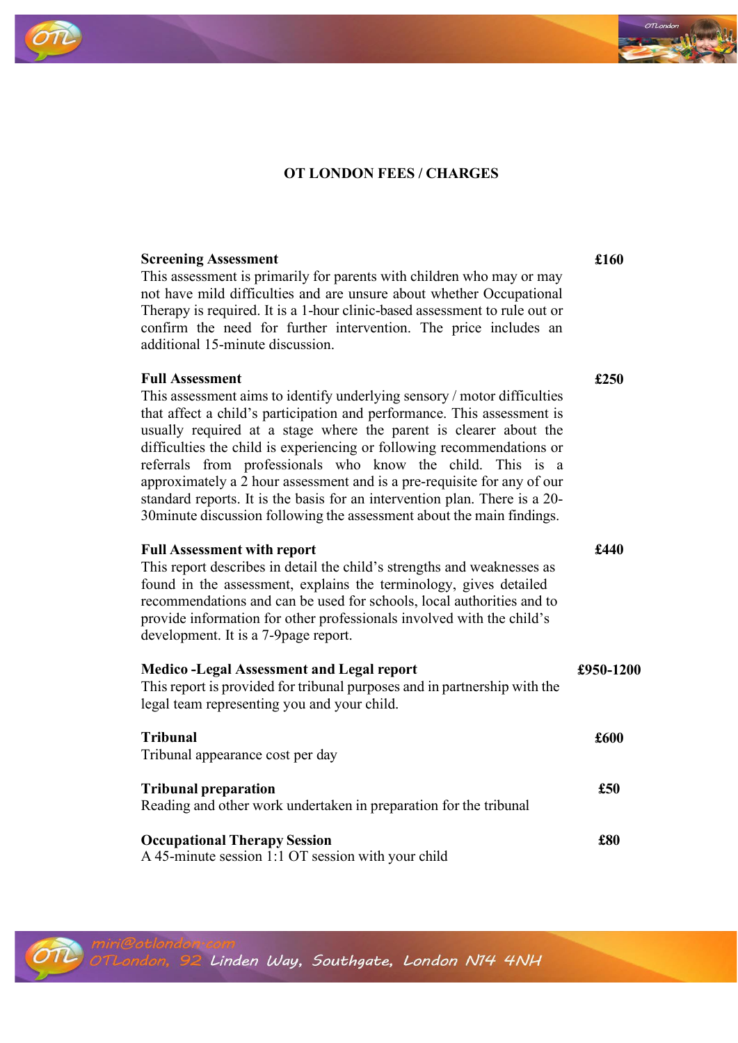# OT LONDON FEES / CHARGES

**Screening Assessment** **£160**

This assessment is primarily for parents with children who may or may not have mild difficulties and are unsure about whether Occupational Therapy is required. It is a 1-hour clinic-based assessment to rule out or confirm the need for further intervention. The price includes an additional 15-minute discussion.

**Full Assessment** **£250**

This assessment aims to identify underlying sensory / motor difficulties that affect a child's participation and performance. This assessment is usually required at a stage where the parent is clearer about the difficulties the child is experiencing or following recommendations or referrals from professionals who know the child. This is a approximately a 2 hour assessment and is a pre-requisite for any of our standard reports. It is the basis for an intervention plan. There is a 20-30minute discussion following the assessment about the main findings.

**Full Assessment with report** **£440**

This report describes in detail the child's strengths and weaknesses as found in the assessment, explains the terminology, gives detailed recommendations and can be used for schools, local authorities and to provide information for other professionals involved with the child's development. It is a 7-9page report.

**Medico -Legal Assessment and Legal report** **£950-1200**

This report is provided for tribunal purposes and in partnership with the legal team representing you and your child.

**Tribunal** **£600**

Tribunal appearance cost per day

**Tribunal preparation** **£50**

Reading and other work undertaken in preparation for the tribunal

**Occupational Therapy Session** **£80**

A 45-minute session 1:1 OT session with your child

miri@otlondon.com
OTLondon, 92 Linden Way, Southgate, London N14 4NH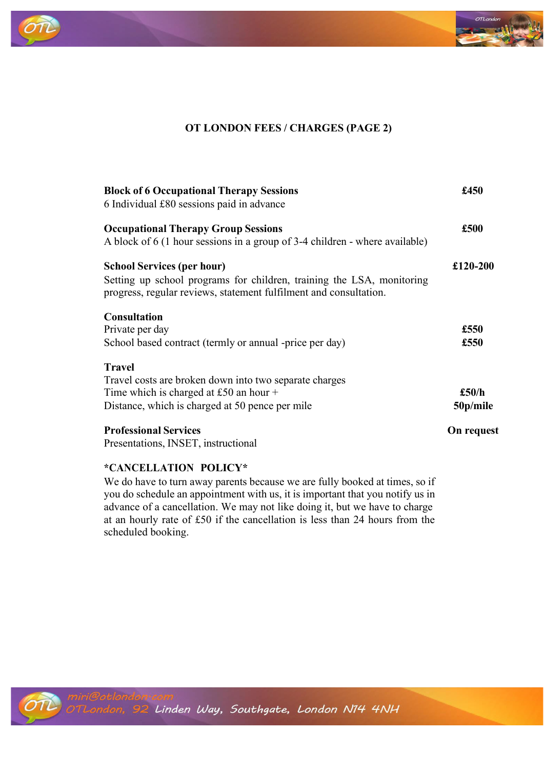# OT LONDON FEES / CHARGES (PAGE 2)

| | |
|---|---|
| **Block of 6 Occupational Therapy Sessions**<br>6 Individual £80 sessions paid in advance | **£450** |
| **Occupational Therapy Group Sessions**<br>A block of 6 (1 hour sessions in a group of 3-4 children - where available) | **£500** |
| **School Services (per hour)**<br>Setting up school programs for children, training the LSA, monitoring progress, regular reviews, statement fulfilment and consultation. | **£120-200** |
| **Consultation** | |
| Private per day | **£550** |
| School based contract (termly or annual -price per day) | **£550** |
| **Travel**<br>Travel costs are broken down into two separate charges | |
| Time which is charged at £50 an hour + | **£50/h** |
| Distance, which is charged at 50 pence per mile | **50p/mile** |
| **Professional Services**<br>Presentations, INSET, instructional | **On request** |

**\*CANCELLATION POLICY\***

We do have to turn away parents because we are fully booked at times, so if you do schedule an appointment with us, it is important that you notify us in advance of a cancellation. We may not like doing it, but we have to charge at an hourly rate of £50 if the cancellation is less than 24 hours from the scheduled booking.

miri@otlondon.com
OTLondon, 92 Linden Way, Southgate, London N14 4NH